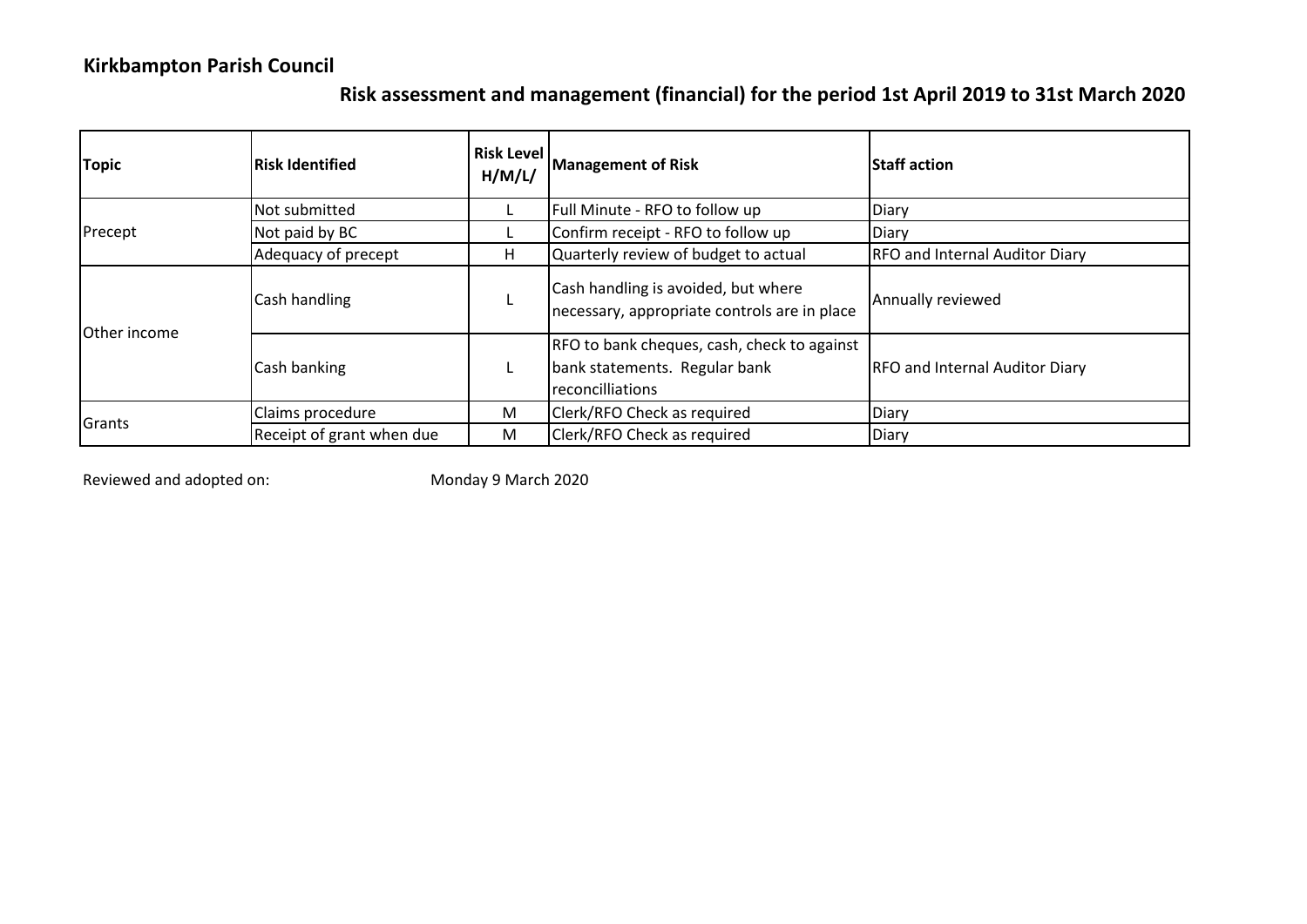**Kirkbampton Parish Council**

## Risk assessment and management (financial) for the period 1st April 2019 to 31st March 2020

| Topic | Risk Identified | Risk Level H/M/L/ | Management of Risk | Staff action |
|---|---|---|---|---|
| Precept | Not submitted | L | Full Minute - RFO to follow up | Diary |
| | Not paid by BC | L | Confirm receipt - RFO to follow up | Diary |
| | Adequacy of precept | H | Quarterly review of budget to actual | RFO and Internal Auditor Diary |
| Other income | Cash handling | L | Cash handling is avoided, but where necessary, appropriate controls are in place | Annually reviewed |
| | Cash banking | L | RFO to bank cheques, cash, check to against bank statements. Regular bank reconcilliations | RFO and Internal Auditor Diary |
| Grants | Claims procedure | M | Clerk/RFO Check as required | Diary |
| | Receipt of grant when due | M | Clerk/RFO Check as required | Diary |

Reviewed and adopted on: Monday 9 March 2020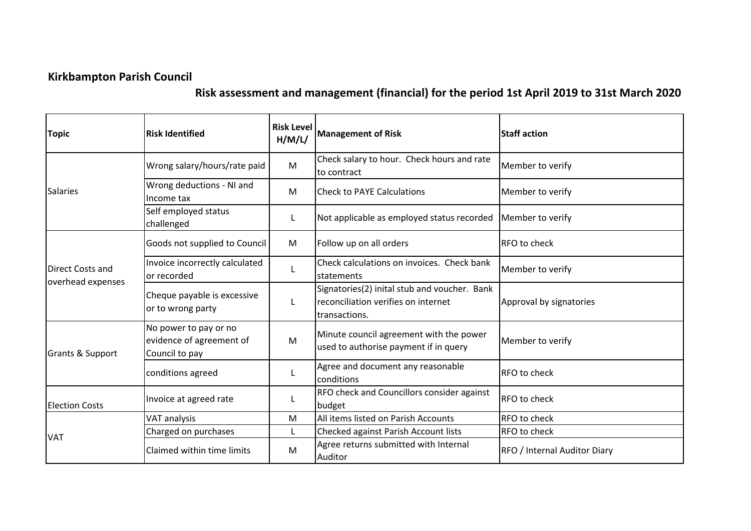**Kirkbampton Parish Council**

**Risk assessment and management (financial) for the period 1st April 2019 to 31st March 2020**

| Topic | Risk Identified | Risk Level H/M/L/ | Management of Risk | Staff action |
|---|---|---|---|---|
| Salaries | Wrong salary/hours/rate paid | M | Check salary to hour. Check hours and rate to contract | Member to verify |
| | Wrong deductions - NI and Income tax | M | Check to PAYE Calculations | Member to verify |
| | Self employed status challenged | L | Not applicable as employed status recorded | Member to verify |
| Direct Costs and overhead expenses | Goods not supplied to Council | M | Follow up on all orders | RFO to check |
| | Invoice incorrectly calculated or recorded | L | Check calculations on invoices. Check bank statements | Member to verify |
| | Cheque payable is excessive or to wrong party | L | Signatories(2) inital stub and voucher. Bank reconciliation verifies on internet transactions. | Approval by signatories |
| Grants & Support | No power to pay or no evidence of agreement of Council to pay | M | Minute council agreement with the power used to authorise payment if in query | Member to verify |
| | conditions agreed | L | Agree and document any reasonable conditions | RFO to check |
| Election Costs | Invoice at agreed rate | L | RFO check and Councillors consider against budget | RFO to check |
| VAT | VAT analysis | M | All items listed on Parish Accounts | RFO to check |
| | Charged on purchases | L | Checked against Parish Account lists | RFO to check |
| | Claimed within time limits | M | Agree returns submitted with Internal Auditor | RFO / Internal Auditor Diary |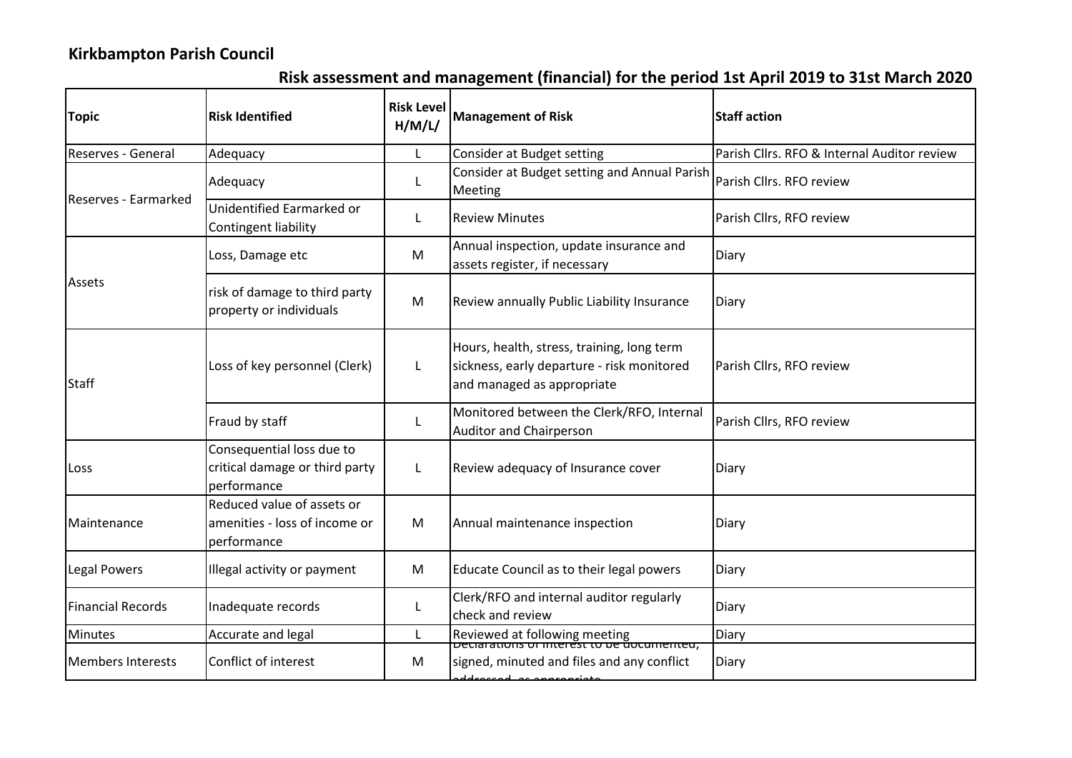**Kirkbampton Parish Council**

## Risk assessment and management (financial) for the period 1st April 2019 to 31st March 2020

| Topic | Risk Identified | Risk Level H/M/L/ | Management of Risk | Staff action |
|---|---|---|---|---|
| Reserves - General | Adequacy | L | Consider at Budget setting | Parish Cllrs. RFO & Internal Auditor review |
| Reserves - Earmarked | Adequacy | L | Consider at Budget setting and Annual Parish Meeting | Parish Cllrs. RFO review |
| | Unidentified Earmarked or Contingent liability | L | Review Minutes | Parish Cllrs, RFO review |
| Assets | Loss, Damage etc | M | Annual inspection, update insurance and assets register, if necessary | Diary |
| | risk of damage to third party property or individuals | M | Review annually Public Liability Insurance | Diary |
| Staff | Loss of key personnel (Clerk) | L | Hours, health, stress, training, long term sickness, early departure - risk monitored and managed as appropriate | Parish Cllrs, RFO review |
| | Fraud by staff | L | Monitored between the Clerk/RFO, Internal Auditor and Chairperson | Parish Cllrs, RFO review |
| Loss | Consequential loss due to critical damage or third party performance | L | Review adequacy of Insurance cover | Diary |
| Maintenance | Reduced value of assets or amenities - loss of income or performance | M | Annual maintenance inspection | Diary |
| Legal Powers | Illegal activity or payment | M | Educate Council as to their legal powers | Diary |
| Financial Records | Inadequate records | L | Clerk/RFO and internal auditor regularly check and review | Diary |
| Minutes | Accurate and legal | L | Reviewed at following meeting | Diary |
| Members Interests | Conflict of interest | M | Declarations of interest to be documented, signed, minuted and files and any conflict addressed, as appropriate | Diary |